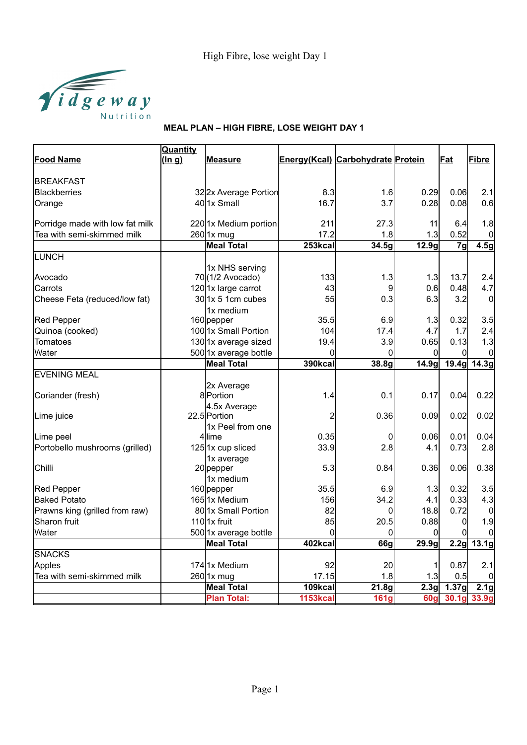# High Fibre, lose weight Day 1

Ridgeway Nutrition

## MEAL PLAN – HIGH FIBRE, LOSE WEIGHT DAY 1

| Food Name | Quantity (In g) | Measure | Energy(Kcal) | Carbohydrate | Protein | Fat | Fibre |
|---|---|---|---|---|---|---|---|
| BREAKFAST | | | | | | | |
| Blackberries | 32 | 2x Average Portion | 8.3 | 1.6 | 0.29 | 0.06 | 2.1 |
| Orange | 40 | 1x Small | 16.7 | 3.7 | 0.28 | 0.08 | 0.6 |
| Porridge made with low fat milk | 220 | 1x Medium portion | 211 | 27.3 | 11 | 6.4 | 1.8 |
| Tea with semi-skimmed milk | 260 | 1x mug | 17.2 | 1.8 | 1.3 | 0.52 | 0 |
| | | **Meal Total** | **253kcal** | **34.5g** | **12.9g** | **7g** | **4.5g** |
| LUNCH | | | | | | | |
| Avocado | 70 | 1x NHS serving (1/2 Avocado) | 133 | 1.3 | 1.3 | 13.7 | 2.4 |
| Carrots | 120 | 1x large carrot | 43 | 9 | 0.6 | 0.48 | 4.7 |
| Cheese Feta (reduced/low fat) | 30 | 1x 5 1cm cubes | 55 | 0.3 | 6.3 | 3.2 | 0 |
| Red Pepper | 160 | 1x medium pepper | 35.5 | 6.9 | 1.3 | 0.32 | 3.5 |
| Quinoa (cooked) | 100 | 1x Small Portion | 104 | 17.4 | 4.7 | 1.7 | 2.4 |
| Tomatoes | 130 | 1x average sized | 19.4 | 3.9 | 0.65 | 0.13 | 1.3 |
| Water | 500 | 1x average bottle | 0 | 0 | 0 | 0 | 0 |
| | | **Meal Total** | **390kcal** | **38.8g** | **14.9g** | **19.4g** | **14.3g** |
| EVENING MEAL | | | | | | | |
| Coriander (fresh) | 8 | 2x Average Portion | 1.4 | 0.1 | 0.17 | 0.04 | 0.22 |
| Lime juice | 22.5 | 4.5x Average Portion | 2 | 0.36 | 0.09 | 0.02 | 0.02 |
| Lime peel | 4 | 1x Peel from one lime | 0.35 | 0 | 0.06 | 0.01 | 0.04 |
| Portobello mushrooms (grilled) | 125 | 1x cup sliced | 33.9 | 2.8 | 4.1 | 0.73 | 2.8 |
| Chilli | 20 | 1x average pepper | 5.3 | 0.84 | 0.36 | 0.06 | 0.38 |
| Red Pepper | 160 | 1x medium pepper | 35.5 | 6.9 | 1.3 | 0.32 | 3.5 |
| Baked Potato | 165 | 1x Medium | 156 | 34.2 | 4.1 | 0.33 | 4.3 |
| Prawns king (grilled from raw) | 80 | 1x Small Portion | 82 | 0 | 18.8 | 0.72 | 0 |
| Sharon fruit | 110 | 1x fruit | 85 | 20.5 | 0.88 | 0 | 1.9 |
| Water | 500 | 1x average bottle | 0 | 0 | 0 | 0 | 0 |
| | | **Meal Total** | **402kcal** | **66g** | **29.9g** | **2.2g** | **13.1g** |
| SNACKS | | | | | | | |
| Apples | 174 | 1x Medium | 92 | 20 | 1 | 0.87 | 2.1 |
| Tea with semi-skimmed milk | 260 | 1x mug | 17.15 | 1.8 | 1.3 | 0.5 | 0 |
| | | **Meal Total** | **109kcal** | **21.8g** | **2.3g** | **1.37g** | **2.1g** |
| | | **Plan Total:** | **1153kcal** | **161g** | **60g** | **30.1g** | **33.9g** |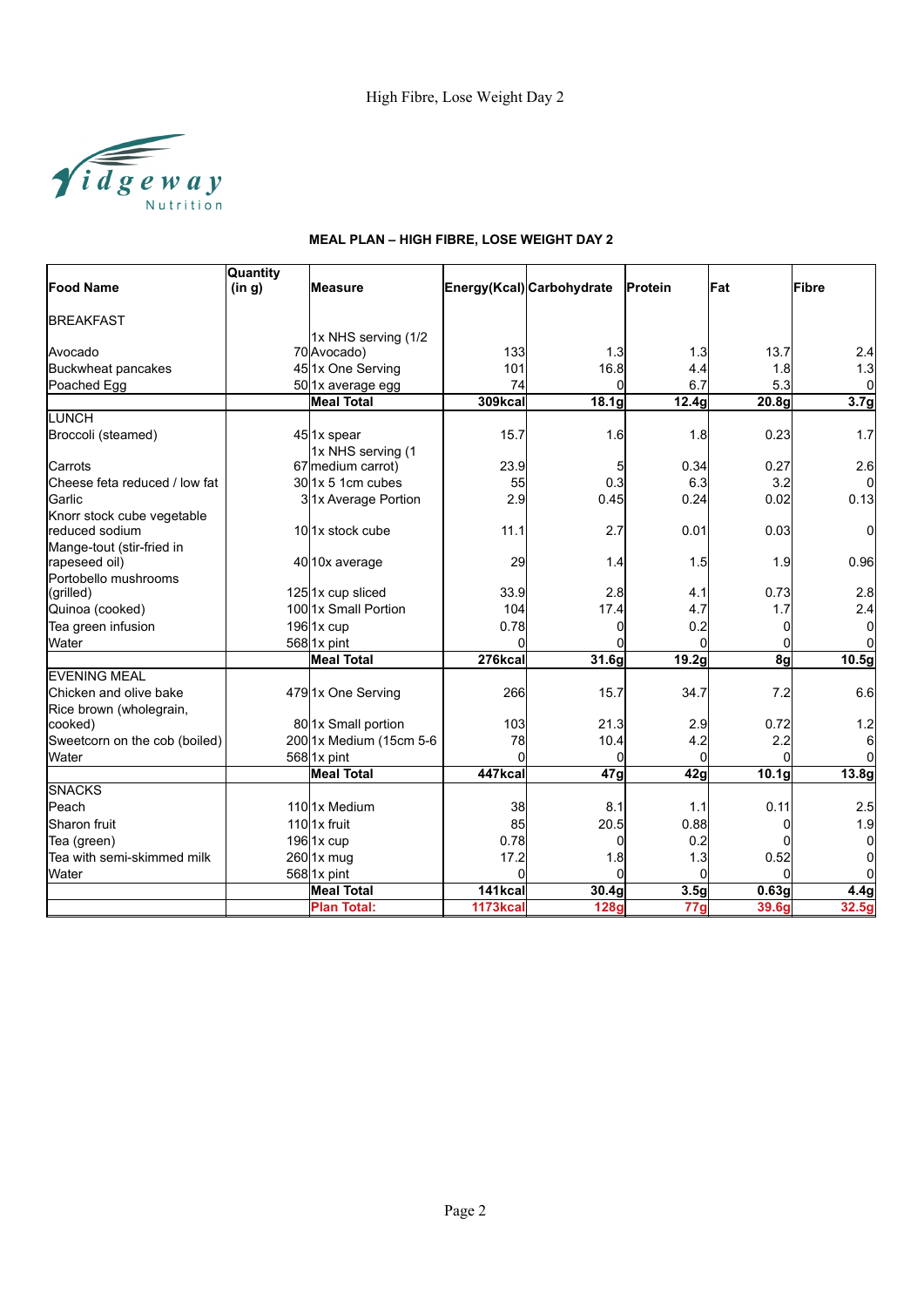High Fibre, Lose Weight Day 2

Ridgeway Nutrition

## MEAL PLAN – HIGH FIBRE, LOSE WEIGHT DAY 2

| Food Name | Quantity (in g) | Measure | Energy(Kcal) | Carbohydrate | Protein | Fat | Fibre |
|---|---|---|---|---|---|---|---|
| BREAKFAST | | | | | | | |
| Avocado | 70 | 1x NHS serving (1/2 Avocado) | 133 | 1.3 | 1.3 | 13.7 | 2.4 |
| Buckwheat pancakes | 45 | 1x One Serving | 101 | 16.8 | 4.4 | 1.8 | 1.3 |
| Poached Egg | 50 | 1x average egg | 74 | 0 | 6.7 | 5.3 | 0 |
| | | **Meal Total** | **309kcal** | **18.1g** | **12.4g** | **20.8g** | **3.7g** |
| LUNCH | | | | | | | |
| Broccoli (steamed) | 45 | 1x spear | 15.7 | 1.6 | 1.8 | 0.23 | 1.7 |
| Carrots | 67 | 1x NHS serving (1 medium carrot) | 23.9 | 5 | 0.34 | 0.27 | 2.6 |
| Cheese feta reduced / low fat | 30 | 1x 5 1cm cubes | 55 | 0.3 | 6.3 | 3.2 | 0 |
| Garlic | 3 | 1x Average Portion | 2.9 | 0.45 | 0.24 | 0.02 | 0.13 |
| Knorr stock cube vegetable reduced sodium | 10 | 1x stock cube | 11.1 | 2.7 | 0.01 | 0.03 | 0 |
| Mange-tout (stir-fried in rapeseed oil) | 40 | 10x average | 29 | 1.4 | 1.5 | 1.9 | 0.96 |
| Portobello mushrooms (grilled) | 125 | 1x cup sliced | 33.9 | 2.8 | 4.1 | 0.73 | 2.8 |
| Quinoa (cooked) | 100 | 1x Small Portion | 104 | 17.4 | 4.7 | 1.7 | 2.4 |
| Tea green infusion | 196 | 1x cup | 0.78 | 0 | 0.2 | 0 | 0 |
| Water | 568 | 1x pint | 0 | 0 | 0 | 0 | 0 |
| | | **Meal Total** | **276kcal** | **31.6g** | **19.2g** | **8g** | **10.5g** |
| EVENING MEAL | | | | | | | |
| Chicken and olive bake | 479 | 1x One Serving | 266 | 15.7 | 34.7 | 7.2 | 6.6 |
| Rice brown (wholegrain, cooked) | 80 | 1x Small portion | 103 | 21.3 | 2.9 | 0.72 | 1.2 |
| Sweetcorn on the cob (boiled) | 200 | 1x Medium (15cm 5-6 | 78 | 10.4 | 4.2 | 2.2 | 6 |
| Water | 568 | 1x pint | 0 | 0 | 0 | 0 | 0 |
| | | **Meal Total** | **447kcal** | **47g** | **42g** | **10.1g** | **13.8g** |
| SNACKS | | | | | | | |
| Peach | 110 | 1x Medium | 38 | 8.1 | 1.1 | 0.11 | 2.5 |
| Sharon fruit | 110 | 1x fruit | 85 | 20.5 | 0.88 | 0 | 1.9 |
| Tea (green) | 196 | 1x cup | 0.78 | 0 | 0.2 | 0 | 0 |
| Tea with semi-skimmed milk | 260 | 1x mug | 17.2 | 1.8 | 1.3 | 0.52 | 0 |
| Water | 568 | 1x pint | 0 | 0 | 0 | 0 | 0 |
| | | **Meal Total** | **141kcal** | **30.4g** | **3.5g** | **0.63g** | **4.4g** |
| | | **Plan Total:** | **1173kcal** | **128g** | **77g** | **39.6g** | **32.5g** |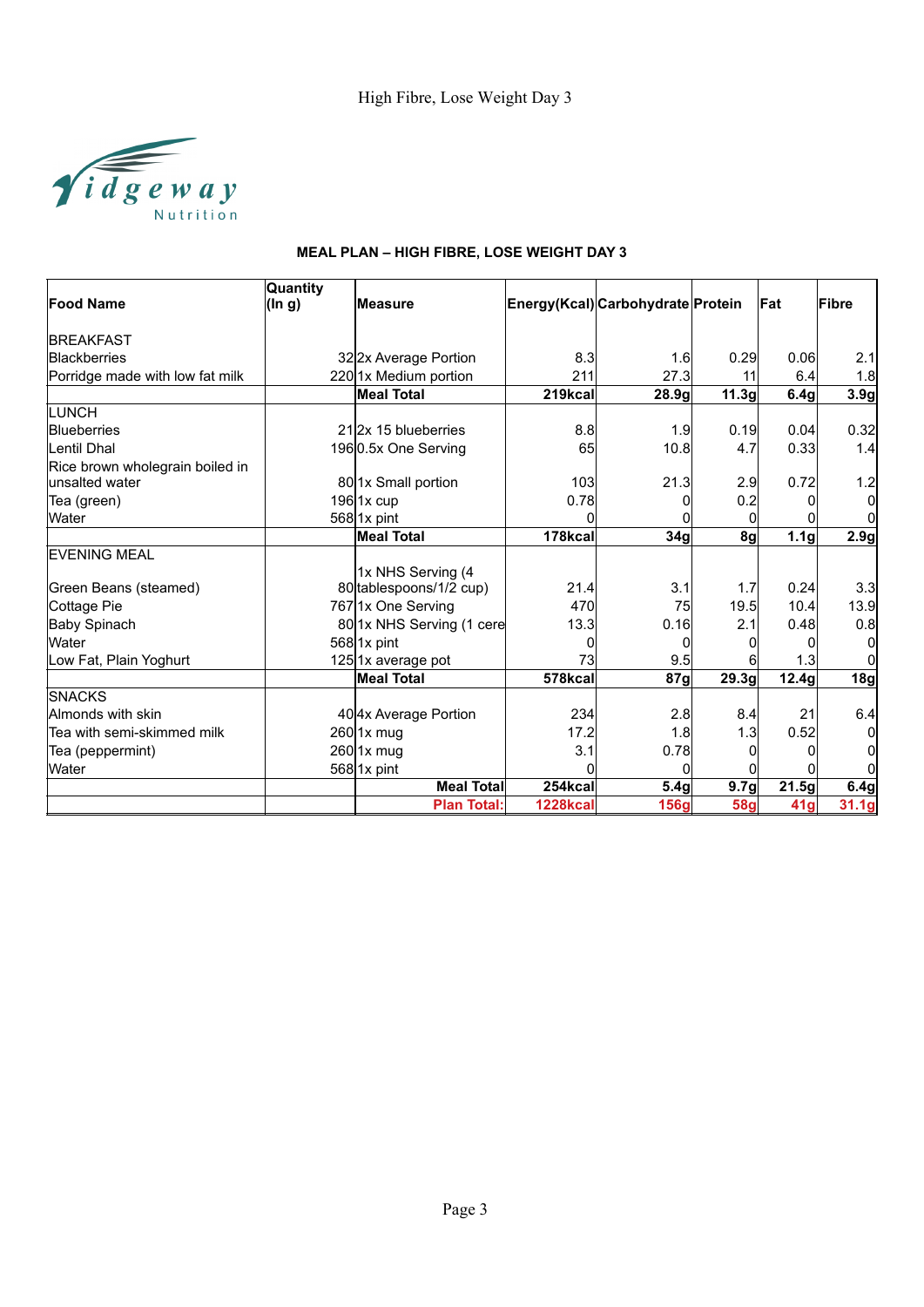# High Fibre, Lose Weight Day 3

Ridgeway Nutrition

## MEAL PLAN – HIGH FIBRE, LOSE WEIGHT DAY 3

| Food Name | Quantity (In g) | Measure | Energy(Kcal) | Carbohydrate | Protein | Fat | Fibre |
|---|---|---|---|---|---|---|---|
| BREAKFAST | | | | | | | |
| Blackberries | 32 | 2x Average Portion | 8.3 | 1.6 | 0.29 | 0.06 | 2.1 |
| Porridge made with low fat milk | 220 | 1x Medium portion | 211 | 27.3 | 11 | 6.4 | 1.8 |
| | | **Meal Total** | **219kcal** | **28.9g** | **11.3g** | **6.4g** | **3.9g** |
| LUNCH | | | | | | | |
| Blueberries | 21 | 2x 15 blueberries | 8.8 | 1.9 | 0.19 | 0.04 | 0.32 |
| Lentil Dhal | 196 | 0.5x One Serving | 65 | 10.8 | 4.7 | 0.33 | 1.4 |
| Rice brown wholegrain boiled in unsalted water | 80 | 1x Small portion | 103 | 21.3 | 2.9 | 0.72 | 1.2 |
| Tea (green) | 196 | 1x cup | 0.78 | 0 | 0.2 | 0 | 0 |
| Water | 568 | 1x pint | 0 | 0 | 0 | 0 | 0 |
| | | **Meal Total** | **178kcal** | **34g** | **8g** | **1.1g** | **2.9g** |
| EVENING MEAL | | | | | | | |
| Green Beans (steamed) | 80 | 1x NHS Serving (4 tablespoons/1/2 cup) | 21.4 | 3.1 | 1.7 | 0.24 | 3.3 |
| Cottage Pie | 767 | 1x One Serving | 470 | 75 | 19.5 | 10.4 | 13.9 |
| Baby Spinach | 80 | 1x NHS Serving (1 cere | 13.3 | 0.16 | 2.1 | 0.48 | 0.8 |
| Water | 568 | 1x pint | 0 | 0 | 0 | 0 | 0 |
| Low Fat, Plain Yoghurt | 125 | 1x average pot | 73 | 9.5 | 6 | 1.3 | 0 |
| | | **Meal Total** | **578kcal** | **87g** | **29.3g** | **12.4g** | **18g** |
| SNACKS | | | | | | | |
| Almonds with skin | 40 | 4x Average Portion | 234 | 2.8 | 8.4 | 21 | 6.4 |
| Tea with semi-skimmed milk | 260 | 1x mug | 17.2 | 1.8 | 1.3 | 0.52 | 0 |
| Tea (peppermint) | 260 | 1x mug | 3.1 | 0.78 | 0 | 0 | 0 |
| Water | 568 | 1x pint | 0 | 0 | 0 | 0 | 0 |
| | | **Meal Total** | **254kcal** | **5.4g** | **9.7g** | **21.5g** | **6.4g** |
| | | **Plan Total:** | **1228kcal** | **156g** | **58g** | **41g** | **31.1g** |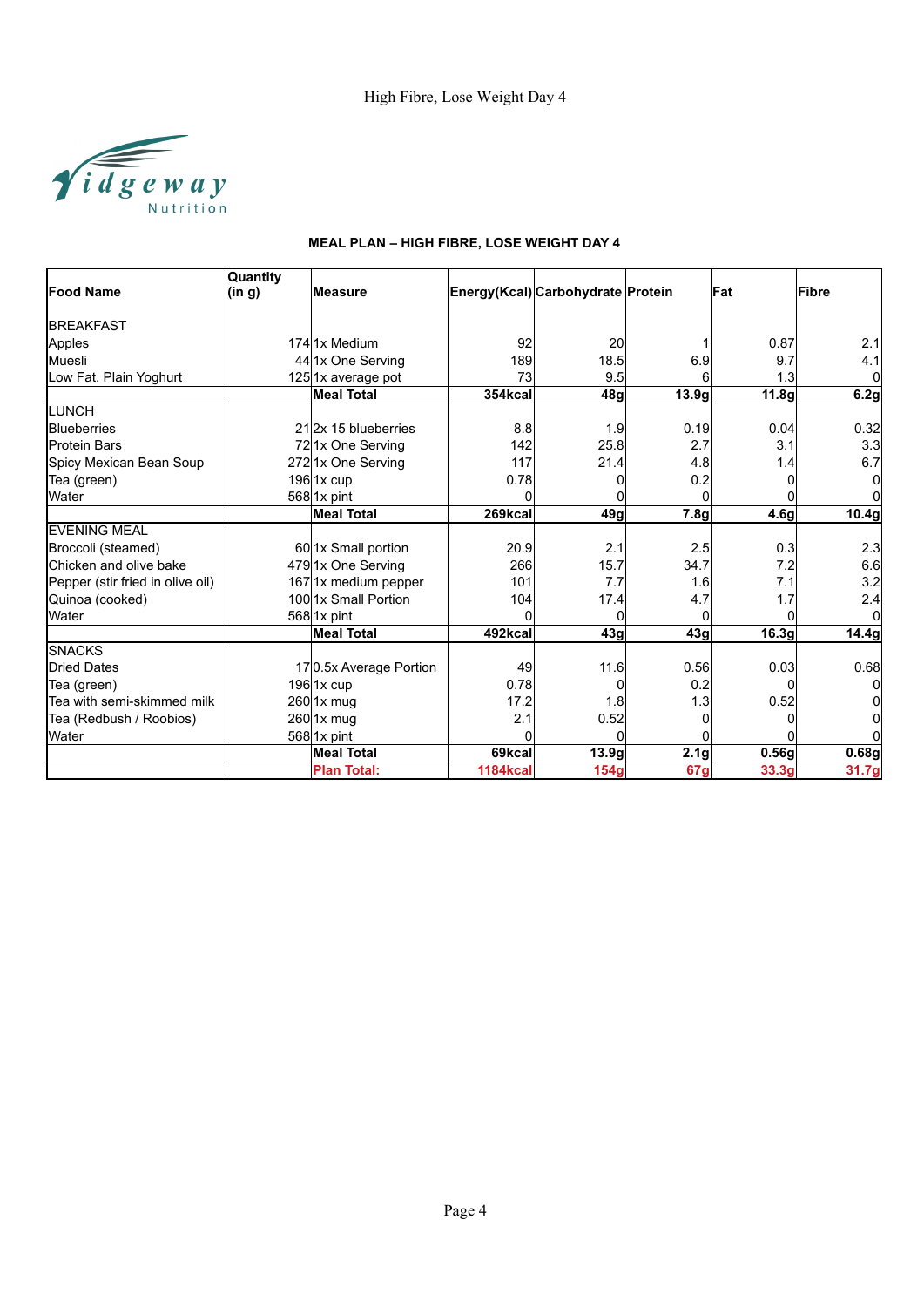# MEAL PLAN – HIGH FIBRE, LOSE WEIGHT DAY 4

| Food Name | Quantity (in g) | Measure | Energy(Kcal) | Carbohydrate | Protein | Fat | Fibre |
|---|---|---|---|---|---|---|---|
| BREAKFAST | | | | | | | |
| Apples | 174 | 1x Medium | 92 | 20 | 1 | 0.87 | 2.1 |
| Muesli | 44 | 1x One Serving | 189 | 18.5 | 6.9 | 9.7 | 4.1 |
| Low Fat, Plain Yoghurt | 125 | 1x average pot | 73 | 9.5 | 6 | 1.3 | 0 |
| | | **Meal Total** | **354kcal** | **48g** | **13.9g** | **11.8g** | **6.2g** |
| LUNCH | | | | | | | |
| Blueberries | 21 | 2x 15 blueberries | 8.8 | 1.9 | 0.19 | 0.04 | 0.32 |
| Protein Bars | 72 | 1x One Serving | 142 | 25.8 | 2.7 | 3.1 | 3.3 |
| Spicy Mexican Bean Soup | 272 | 1x One Serving | 117 | 21.4 | 4.8 | 1.4 | 6.7 |
| Tea (green) | 196 | 1x cup | 0.78 | 0 | 0.2 | 0 | 0 |
| Water | 568 | 1x pint | 0 | 0 | 0 | 0 | 0 |
| | | **Meal Total** | **269kcal** | **49g** | **7.8g** | **4.6g** | **10.4g** |
| EVENING MEAL | | | | | | | |
| Broccoli (steamed) | 60 | 1x Small portion | 20.9 | 2.1 | 2.5 | 0.3 | 2.3 |
| Chicken and olive bake | 479 | 1x One Serving | 266 | 15.7 | 34.7 | 7.2 | 6.6 |
| Pepper (stir fried in olive oil) | 167 | 1x medium pepper | 101 | 7.7 | 1.6 | 7.1 | 3.2 |
| Quinoa (cooked) | 100 | 1x Small Portion | 104 | 17.4 | 4.7 | 1.7 | 2.4 |
| Water | 568 | 1x pint | 0 | 0 | 0 | 0 | 0 |
| | | **Meal Total** | **492kcal** | **43g** | **43g** | **16.3g** | **14.4g** |
| SNACKS | | | | | | | |
| Dried Dates | 17 | 0.5x Average Portion | 49 | 11.6 | 0.56 | 0.03 | 0.68 |
| Tea (green) | 196 | 1x cup | 0.78 | 0 | 0.2 | 0 | 0 |
| Tea with semi-skimmed milk | 260 | 1x mug | 17.2 | 1.8 | 1.3 | 0.52 | 0 |
| Tea (Redbush / Roobios) | 260 | 1x mug | 2.1 | 0.52 | 0 | 0 | 0 |
| Water | 568 | 1x pint | 0 | 0 | 0 | 0 | 0 |
| | | **Meal Total** | **69kcal** | **13.9g** | **2.1g** | **0.56g** | **0.68g** |
| | | **Plan Total:** | **1184kcal** | **154g** | **67g** | **33.3g** | **31.7g** |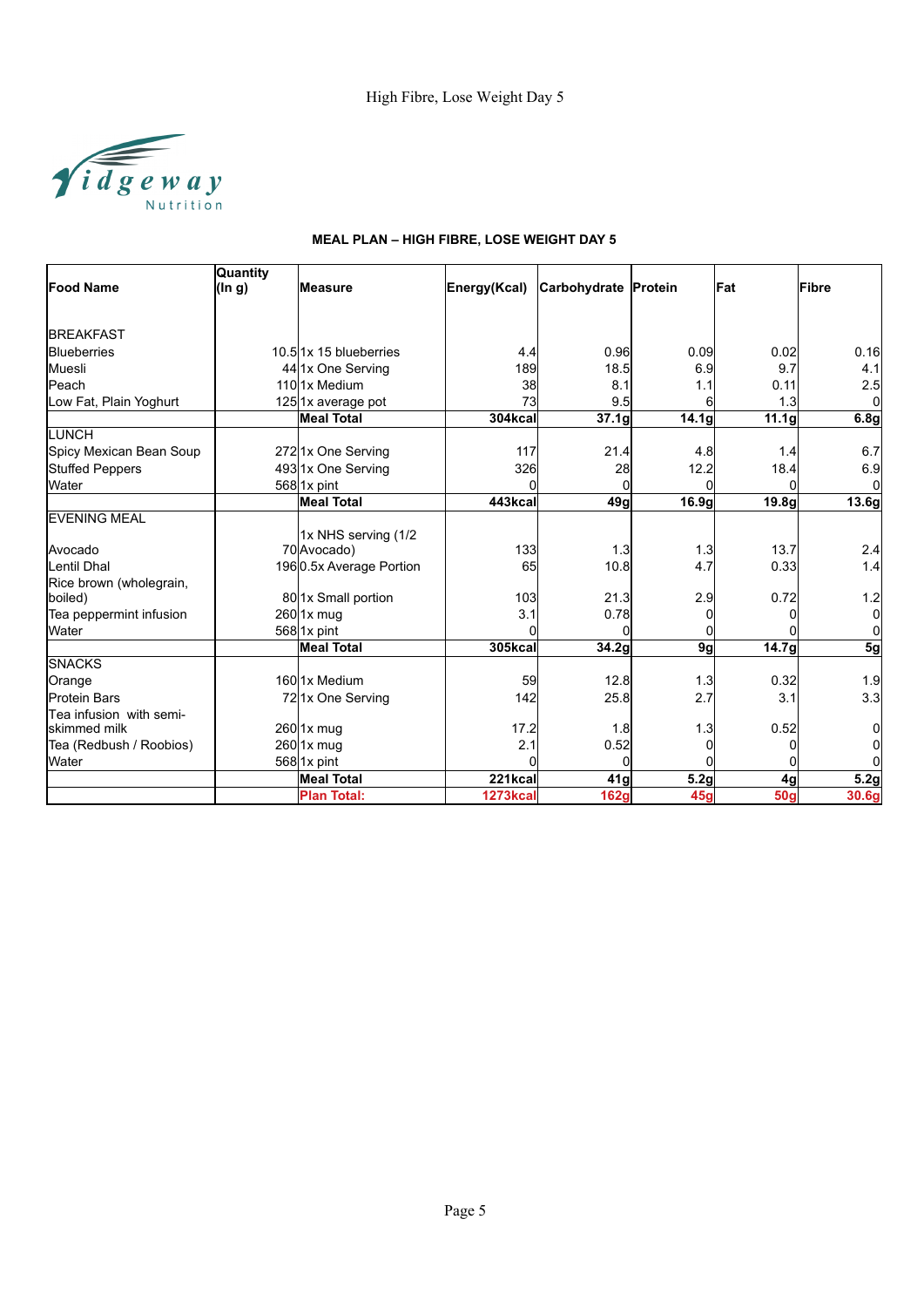## MEAL PLAN – HIGH FIBRE, LOSE WEIGHT DAY 5

| Food Name | Quantity (In g) | Measure | Energy(Kcal) | Carbohydrate | Protein | Fat | Fibre |
|---|---|---|---|---|---|---|---|
| BREAKFAST | | | | | | | |
| Blueberries | 10.5 | 1x 15 blueberries | 4.4 | 0.96 | 0.09 | 0.02 | 0.16 |
| Muesli | 44 | 1x One Serving | 189 | 18.5 | 6.9 | 9.7 | 4.1 |
| Peach | 110 | 1x Medium | 38 | 8.1 | 1.1 | 0.11 | 2.5 |
| Low Fat, Plain Yoghurt | 125 | 1x average pot | 73 | 9.5 | 6 | 1.3 | 0 |
| | | **Meal Total** | **304kcal** | **37.1g** | **14.1g** | **11.1g** | **6.8g** |
| LUNCH | | | | | | | |
| Spicy Mexican Bean Soup | 272 | 1x One Serving | 117 | 21.4 | 4.8 | 1.4 | 6.7 |
| Stuffed Peppers | 493 | 1x One Serving | 326 | 28 | 12.2 | 18.4 | 6.9 |
| Water | 568 | 1x pint | 0 | 0 | 0 | 0 | 0 |
| | | **Meal Total** | **443kcal** | **49g** | **16.9g** | **19.8g** | **13.6g** |
| EVENING MEAL | | | | | | | |
| Avocado | 70 | 1x NHS serving (1/2 Avocado) | 133 | 1.3 | 1.3 | 13.7 | 2.4 |
| Lentil Dhal | 196 | 0.5x Average Portion | 65 | 10.8 | 4.7 | 0.33 | 1.4 |
| Rice brown (wholegrain, boiled) | 80 | 1x Small portion | 103 | 21.3 | 2.9 | 0.72 | 1.2 |
| Tea peppermint infusion | 260 | 1x mug | 3.1 | 0.78 | 0 | 0 | 0 |
| Water | 568 | 1x pint | 0 | 0 | 0 | 0 | 0 |
| | | **Meal Total** | **305kcal** | **34.2g** | **9g** | **14.7g** | **5g** |
| SNACKS | | | | | | | |
| Orange | 160 | 1x Medium | 59 | 12.8 | 1.3 | 0.32 | 1.9 |
| Protein Bars | 72 | 1x One Serving | 142 | 25.8 | 2.7 | 3.1 | 3.3 |
| Tea infusion with semi-skimmed milk | 260 | 1x mug | 17.2 | 1.8 | 1.3 | 0.52 | 0 |
| Tea (Redbush / Roobios) | 260 | 1x mug | 2.1 | 0.52 | 0 | 0 | 0 |
| Water | 568 | 1x pint | 0 | 0 | 0 | 0 | 0 |
| | | **Meal Total** | **221kcal** | **41g** | **5.2g** | **4g** | **5.2g** |
| | | **Plan Total:** | **1273kcal** | **162g** | **45g** | **50g** | **30.6g** |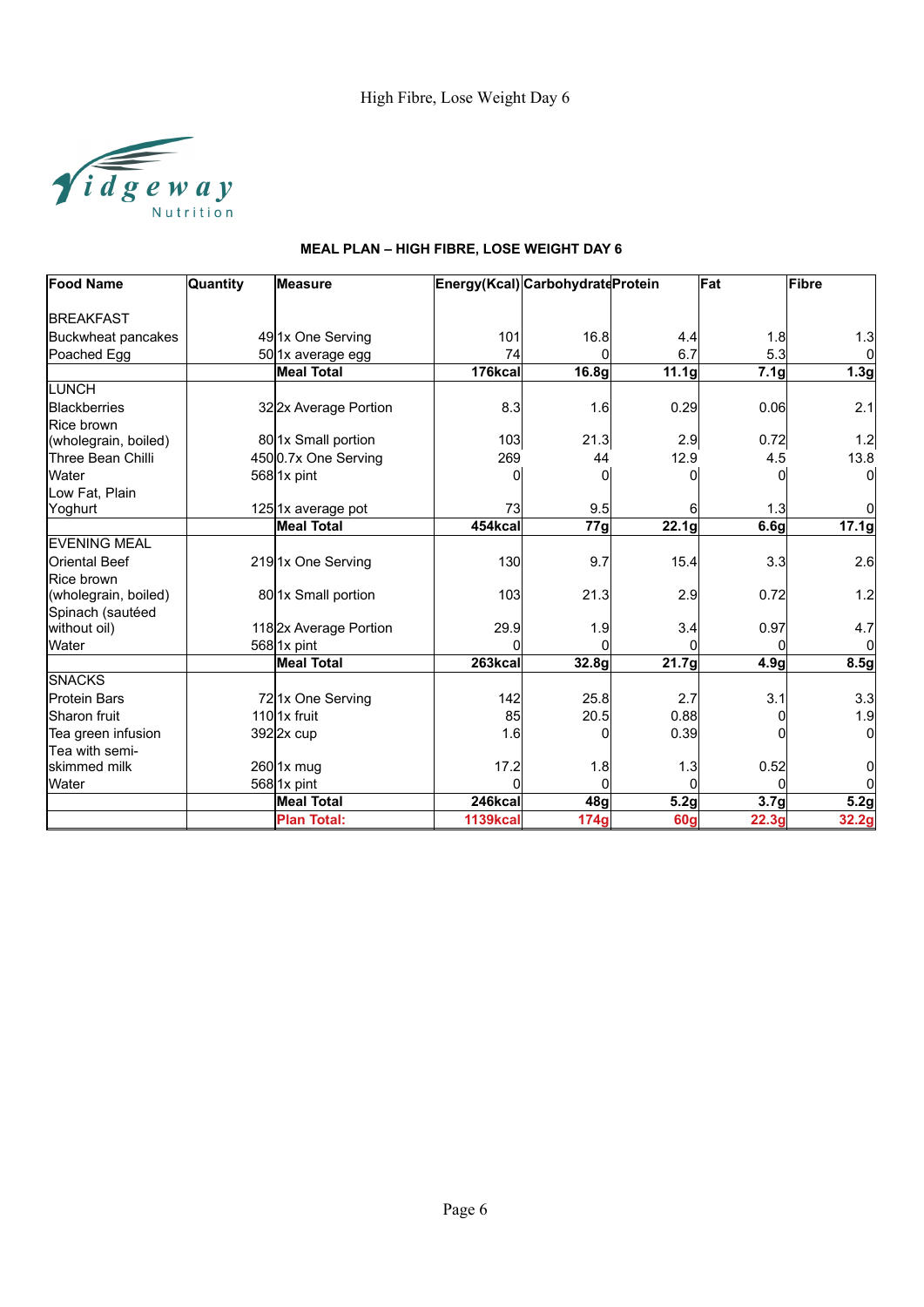## MEAL PLAN – HIGH FIBRE, LOSE WEIGHT DAY 6

| Food Name | Quantity | Measure | Energy(Kcal) | Carbohydrate | Protein | Fat | Fibre |
|---|---|---|---|---|---|---|---|
| BREAKFAST | | | | | | | |
| Buckwheat pancakes | 49 | 1x One Serving | 101 | 16.8 | 4.4 | 1.8 | 1.3 |
| Poached Egg | 50 | 1x average egg | 74 | 0 | 6.7 | 5.3 | 0 |
| | | **Meal Total** | **176kcal** | **16.8g** | **11.1g** | **7.1g** | **1.3g** |
| LUNCH | | | | | | | |
| Blackberries | 32 | 2x Average Portion | 8.3 | 1.6 | 0.29 | 0.06 | 2.1 |
| Rice brown (wholegrain, boiled) | 80 | 1x Small portion | 103 | 21.3 | 2.9 | 0.72 | 1.2 |
| Three Bean Chilli | 450 | 0.7x One Serving | 269 | 44 | 12.9 | 4.5 | 13.8 |
| Water | 568 | 1x pint | 0 | 0 | 0 | 0 | 0 |
| Low Fat, Plain Yoghurt | 125 | 1x average pot | 73 | 9.5 | 6 | 1.3 | 0 |
| | | **Meal Total** | **454kcal** | **77g** | **22.1g** | **6.6g** | **17.1g** |
| EVENING MEAL | | | | | | | |
| Oriental Beef | 219 | 1x One Serving | 130 | 9.7 | 15.4 | 3.3 | 2.6 |
| Rice brown (wholegrain, boiled) | 80 | 1x Small portion | 103 | 21.3 | 2.9 | 0.72 | 1.2 |
| Spinach (sautéed without oil) | 118 | 2x Average Portion | 29.9 | 1.9 | 3.4 | 0.97 | 4.7 |
| Water | 568 | 1x pint | 0 | 0 | 0 | 0 | 0 |
| | | **Meal Total** | **263kcal** | **32.8g** | **21.7g** | **4.9g** | **8.5g** |
| SNACKS | | | | | | | |
| Protein Bars | 72 | 1x One Serving | 142 | 25.8 | 2.7 | 3.1 | 3.3 |
| Sharon fruit | 110 | 1x fruit | 85 | 20.5 | 0.88 | 0 | 1.9 |
| Tea green infusion | 392 | 2x cup | 1.6 | 0 | 0.39 | 0 | 0 |
| Tea with semi-skimmed milk | 260 | 1x mug | 17.2 | 1.8 | 1.3 | 0.52 | 0 |
| Water | 568 | 1x pint | 0 | 0 | 0 | 0 | 0 |
| | | **Meal Total** | **246kcal** | **48g** | **5.2g** | **3.7g** | **5.2g** |
| | | **Plan Total:** | **1139kcal** | **174g** | **60g** | **22.3g** | **32.2g** |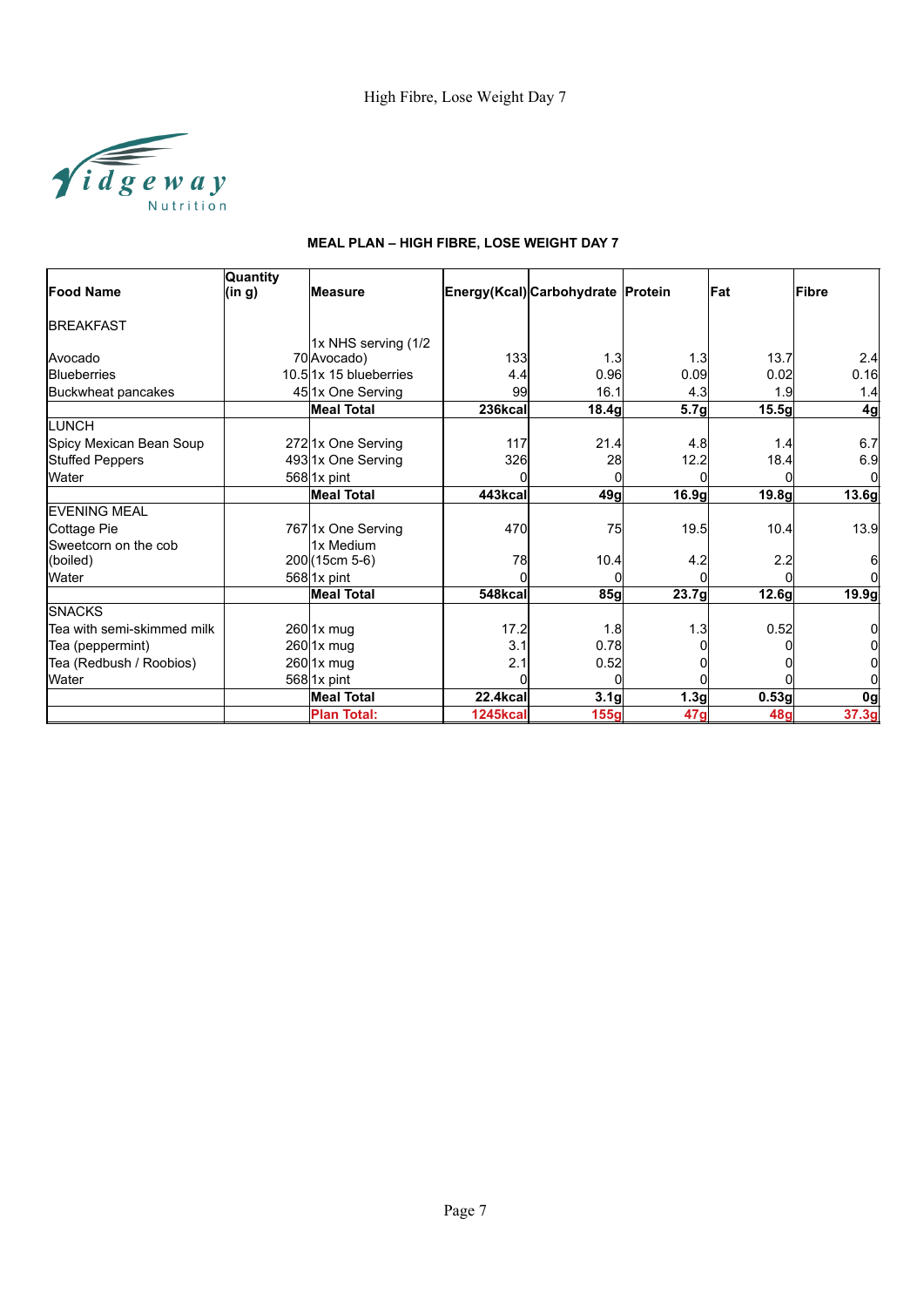# MEAL PLAN – HIGH FIBRE, LOSE WEIGHT DAY 7

| Food Name | Quantity (in g) | Measure | Energy(Kcal) | Carbohydrate | Protein | Fat | Fibre |
|---|---|---|---|---|---|---|---|
| **BREAKFAST** | | | | | | | |
| Avocado | 70 | 1x NHS serving (1/2 Avocado) | 133 | 1.3 | 1.3 | 13.7 | 2.4 |
| Blueberries | 10.5 | 1x 15 blueberries | 4.4 | 0.96 | 0.09 | 0.02 | 0.16 |
| Buckwheat pancakes | 45 | 1x One Serving | 99 | 16.1 | 4.3 | 1.9 | 1.4 |
| | | **Meal Total** | **236kcal** | **18.4g** | **5.7g** | **15.5g** | **4g** |
| **LUNCH** | | | | | | | |
| Spicy Mexican Bean Soup | 272 | 1x One Serving | 117 | 21.4 | 4.8 | 1.4 | 6.7 |
| Stuffed Peppers | 493 | 1x One Serving | 326 | 28 | 12.2 | 18.4 | 6.9 |
| Water | 568 | 1x pint | 0 | 0 | 0 | 0 | 0 |
| | | **Meal Total** | **443kcal** | **49g** | **16.9g** | **19.8g** | **13.6g** |
| **EVENING MEAL** | | | | | | | |
| Cottage Pie | 767 | 1x One Serving | 470 | 75 | 19.5 | 10.4 | 13.9 |
| Sweetcorn on the cob (boiled) | 200 | 1x Medium (15cm 5-6) | 78 | 10.4 | 4.2 | 2.2 | 6 |
| Water | 568 | 1x pint | 0 | 0 | 0 | 0 | 0 |
| | | **Meal Total** | **548kcal** | **85g** | **23.7g** | **12.6g** | **19.9g** |
| **SNACKS** | | | | | | | |
| Tea with semi-skimmed milk | 260 | 1x mug | 17.2 | 1.8 | 1.3 | 0.52 | 0 |
| Tea (peppermint) | 260 | 1x mug | 3.1 | 0.78 | 0 | 0 | 0 |
| Tea (Redbush / Roobios) | 260 | 1x mug | 2.1 | 0.52 | 0 | 0 | 0 |
| Water | 568 | 1x pint | 0 | 0 | 0 | 0 | 0 |
| | | **Meal Total** | **22.4kcal** | **3.1g** | **1.3g** | **0.53g** | **0g** |
| | | **Plan Total:** | **1245kcal** | **155g** | **47g** | **48g** | **37.3g** |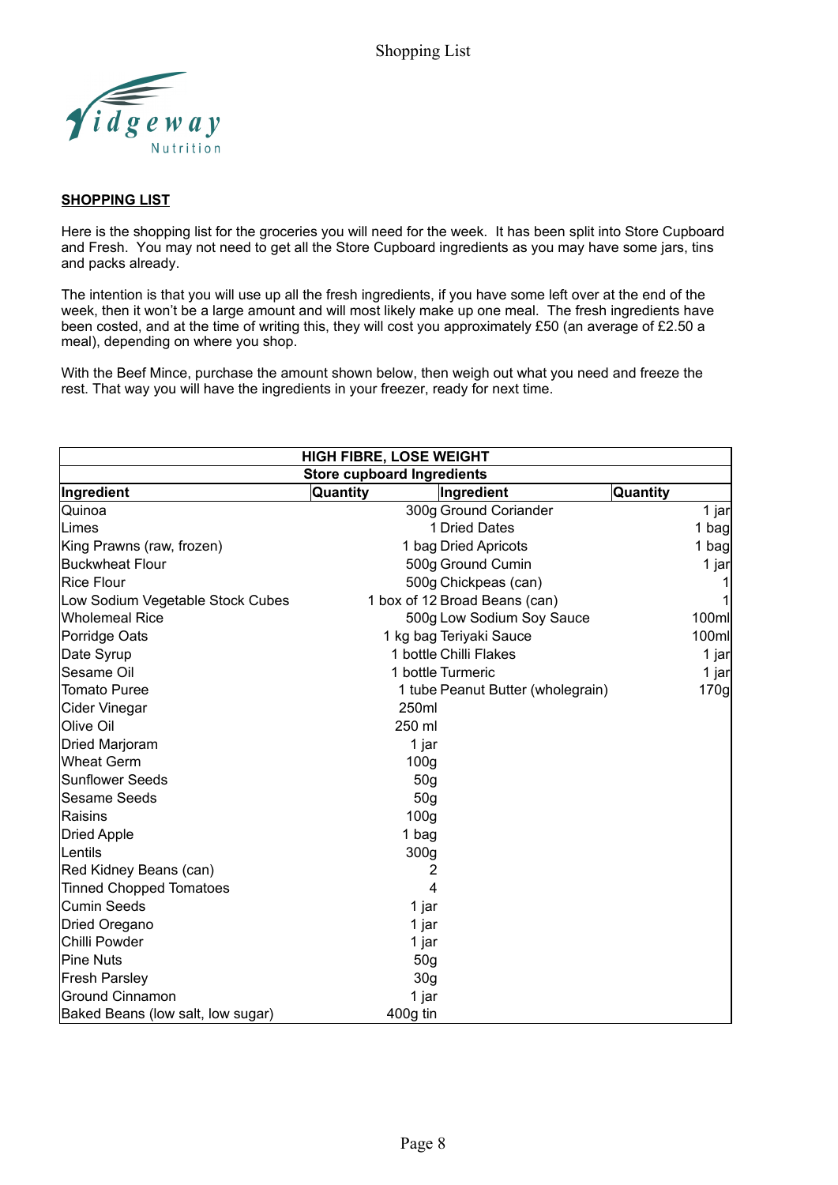**SHOPPING LIST**

Here is the shopping list for the groceries you will need for the week. It has been split into Store Cupboard and Fresh. You may not need to get all the Store Cupboard ingredients as you may have some jars, tins and packs already.

The intention is that you will use up all the fresh ingredients, if you have some left over at the end of the week, then it won't be a large amount and will most likely make up one meal. The fresh ingredients have been costed, and at the time of writing this, they will cost you approximately £50 (an average of £2.50 a meal), depending on where you shop.

With the Beef Mince, purchase the amount shown below, then weigh out what you need and freeze the rest. That way you will have the ingredients in your freezer, ready for next time.

| **HIGH FIBRE, LOSE WEIGHT** | | | |
|---|---|---|---|
| **Store cupboard Ingredients** | | | |
| **Ingredient** | **Quantity** | **Ingredient** | **Quantity** |
| Quinoa | 300g | Ground Coriander | 1 jar |
| Limes | 1 | Dried Dates | 1 bag |
| King Prawns (raw, frozen) | 1 bag | Dried Apricots | 1 bag |
| Buckwheat Flour | 500g | Ground Cumin | 1 jar |
| Rice Flour | 500g | Chickpeas (can) | 1 |
| Low Sodium Vegetable Stock Cubes | 1 box of 12 | Broad Beans (can) | 1 |
| Wholemeal Rice | 500g | Low Sodium Soy Sauce | 100ml |
| Porridge Oats | 1 kg bag | Teriyaki Sauce | 100ml |
| Date Syrup | 1 bottle | Chilli Flakes | 1 jar |
| Sesame Oil | 1 bottle | Turmeric | 1 jar |
| Tomato Puree | 1 tube | Peanut Butter (wholegrain) | 170g |
| Cider Vinegar | 250ml | | |
| Olive Oil | 250 ml | | |
| Dried Marjoram | 1 jar | | |
| Wheat Germ | 100g | | |
| Sunflower Seeds | 50g | | |
| Sesame Seeds | 50g | | |
| Raisins | 100g | | |
| Dried Apple | 1 bag | | |
| Lentils | 300g | | |
| Red Kidney Beans (can) | 2 | | |
| Tinned Chopped Tomatoes | 4 | | |
| Cumin Seeds | 1 jar | | |
| Dried Oregano | 1 jar | | |
| Chilli Powder | 1 jar | | |
| Pine Nuts | 50g | | |
| Fresh Parsley | 30g | | |
| Ground Cinnamon | 1 jar | | |
| Baked Beans (low salt, low sugar) | 400g tin | | |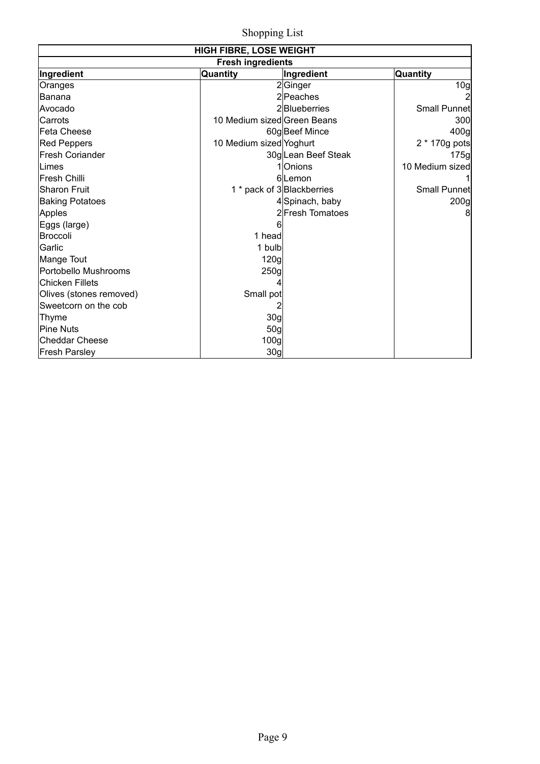# Shopping List

| HIGH FIBRE, LOSE WEIGHT | | | |
|---|---|---|---|
| **Fresh ingredients** | | | |
| **Ingredient** | **Quantity** | **Ingredient** | **Quantity** |
| Oranges | 2 | Ginger | 10g |
| Banana | 2 | Peaches | 2 |
| Avocado | 2 | Blueberries | Small Punnet |
| Carrots | 10 Medium sized | Green Beans | 300 |
| Feta Cheese | 60g | Beef Mince | 400g |
| Red Peppers | 10 Medium sized | Yoghurt | 2 * 170g pots |
| Fresh Coriander | 30g | Lean Beef Steak | 175g |
| Limes | 1 | Onions | 10 Medium sized |
| Fresh Chilli | 6 | Lemon | 1 |
| Sharon Fruit | 1 * pack of 3 | Blackberries | Small Punnet |
| Baking Potatoes | 4 | Spinach, baby | 200g |
| Apples | 2 | Fresh Tomatoes | 8 |
| Eggs (large) | 6 | | |
| Broccoli | 1 head | | |
| Garlic | 1 bulb | | |
| Mange Tout | 120g | | |
| Portobello Mushrooms | 250g | | |
| Chicken Fillets | 4 | | |
| Olives (stones removed) | Small pot | | |
| Sweetcorn on the cob | 2 | | |
| Thyme | 30g | | |
| Pine Nuts | 50g | | |
| Cheddar Cheese | 100g | | |
| Fresh Parsley | 30g | | |